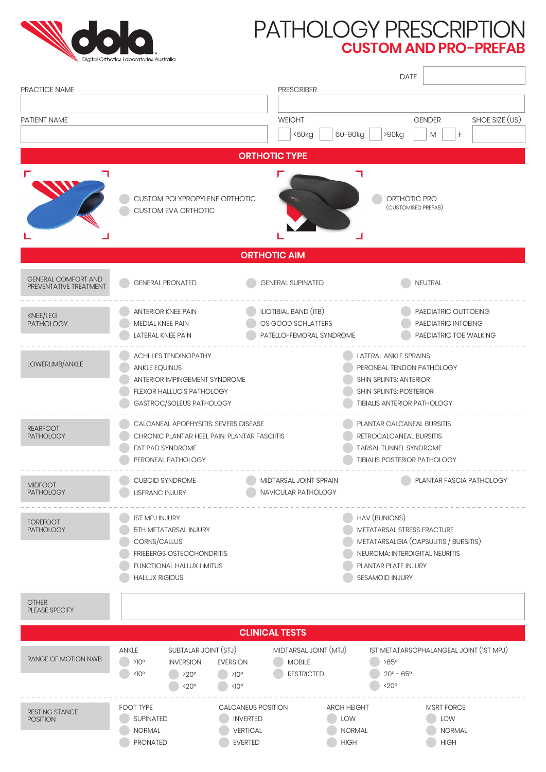dola

Digital Orthotics Laboratories Australia

# PATHOLOGY PRESCRIPTION

## CUSTOM AND PRO-PREFAB

DATE

PRACTICE NAME

PRESCRIBER

PATIENT NAME

WEIGHT: <60kg | 60-90kg | >90kg

GENDER: M | F

SHOE SIZE (US)

## ORTHOTIC TYPE

- CUSTOM POLYPROPYLENE ORTHOTIC
- CUSTOM EVA ORTHOTIC
- ORTHOTIC PRO (CUSTOMISED PREFAB)

## ORTHOTIC AIM

**GENERAL COMFORT AND PREVENTATIVE TREATMENT**

- GENERAL PRONATED
- GENERAL SUPINATED
- NEUTRAL

**KNEE/LEG PATHOLOGY**

- ANTERIOR KNEE PAIN
- MEDIAL KNEE PAIN
- LATERAL KNEE PAIN
- ILIOTIBIAL BAND (ITB)
- OS GOOD SCHLATTERS
- PATELLO-FEMORAL SYNDROME
- PAEDIATRIC OUTTOEING
- PAEDIATRIC INTOEING
- PAEDIATRIC TOE WALKING

**LOWERLIMB/ANKLE**

- ACHILLES TENDINOPATHY
- ANKLE EQUINUS
- ANTERIOR IMPINGEMENT SYNDROME
- FLEXOR HALLUCIS PATHOLOGY
- GASTROC/SOLEUS PATHOLOGY
- LATERAL ANKLE SPRAINS
- PERONEAL TENDON PATHOLOGY
- SHIN SPLINTS: ANTERIOR
- SHIN SPLINTS: POSTERIOR
- TIBIALIS ANTERIOR PATHOLOGY

**REARFOOT PATHOLOGY**

- CALCANEAL APOPHYSITIS: SEVERS DISEASE
- CHRONIC PLANTAR HEEL PAIN: PLANTAR FASCIITIS
- FAT PAD SYNDROME
- PERONEAL PATHOLOGY
- PLANTAR CALCANEAL BURSITIS
- RETROCALCANEAL BURSITIS
- TARSAL TUNNEL SYNDROME
- TIBIALIS POSTERIOR PATHOLOGY

**MIDFOOT PATHOLOGY**

- CUBOID SYNDROME
- LISFRANC INJURY
- MIDTARSAL JOINT SPRAIN
- NAVICULAR PATHOLOGY
- PLANTAR FASCIA PATHOLOGY

**FOREFOOT PATHOLOGY**

- 1ST MPJ INJURY
- 5TH METATARSAL INJURY
- CORNS/CALLUS
- FRIEBERGS OSTEOCHONDRITIS
- FUNCTIONAL HALLUX LIMITUS
- HALLUX RIGIDUS
- HAV (BUNIONS)
- METATARSAL STRESS FRACTURE
- METATARSALGIA (CAPSULITIS / BURSITIS)
- NEUROMA: INTERDIGITAL NEURITIS
- PLANTAR PLATE INJURY
- SESAMOID INJURY

**OTHER PLEASE SPECIFY**

## CLINICAL TESTS

**RANGE OF MOTION NWB**

| ANKLE | SUBTALAR JOINT (STJ) INVERSION | SUBTALAR JOINT (STJ) EVERSION | MIDTARSAL JOINT (MTJ) | 1ST METATARSOPHALANGEAL JOINT (1ST MPJ) |
|---|---|---|---|---|
| >10° | >20° | >10° | MOBILE | >65° |
| <10° | <20° | <10° | RESTRICTED | 20° - 65° |
| | | | | <20° |

**RESTING STANCE POSITION**

| FOOT TYPE | CALCANEUS POSITION | ARCH HEIGHT | MSRT FORCE |
|---|---|---|---|
| SUPINATED | INVERTED | LOW | LOW |
| NORMAL | VERTICAL | NORMAL | NORMAL |
| PRONATED | EVERTED | HIGH | HIGH |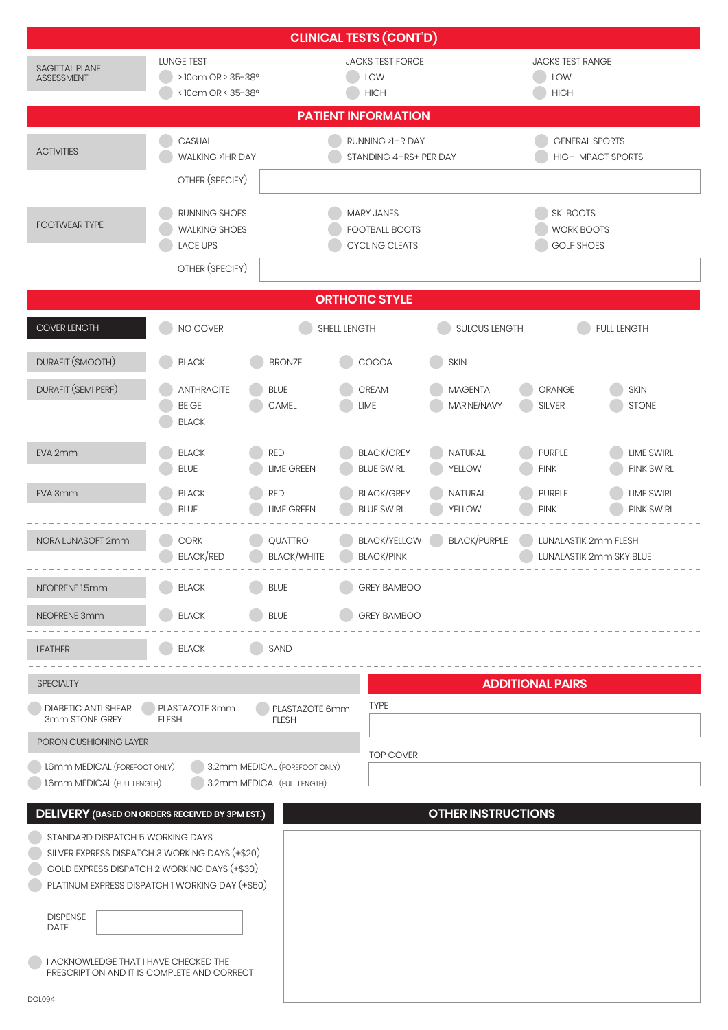## CLINICAL TESTS (CONT'D)

| | | | |
|---|---|---|---|
| SAGITTAL PLANE ASSESSMENT | LUNGE TEST<br>> 10cm OR > 35-38°<br>< 10cm OR < 35-38° | JACKS TEST FORCE<br>LOW<br>HIGH | JACKS TEST RANGE<br>LOW<br>HIGH |

## PATIENT INFORMATION

| | | | |
|---|---|---|---|
| ACTIVITIES | CASUAL<br>WALKING >1HR DAY | RUNNING >1HR DAY<br>STANDING 4HRS+ PER DAY | GENERAL SPORTS<br>HIGH IMPACT SPORTS |
| | OTHER (SPECIFY) | | |
| FOOTWEAR TYPE | RUNNING SHOES<br>WALKING SHOES<br>LACE UPS | MARY JANES<br>FOOTBALL BOOTS<br>CYCLING CLEATS | SKI BOOTS<br>WORK BOOTS<br>GOLF SHOES |
| | OTHER (SPECIFY) | | |

## ORTHOTIC STYLE

| | | | | | | |
|---|---|---|---|---|---|---|
| COVER LENGTH | NO COVER | SHELL LENGTH | SULCUS LENGTH | FULL LENGTH | | |
| DURAFIT (SMOOTH) | BLACK | BRONZE | COCOA | SKIN | | |
| DURAFIT (SEMI PERF) | ANTHRACITE<br>BEIGE<br>BLACK | BLUE<br>CAMEL | CREAM<br>LIME | MAGENTA<br>MARINE/NAVY | ORANGE<br>SILVER | SKIN<br>STONE |
| EVA 2mm | BLACK<br>BLUE | RED<br>LIME GREEN | BLACK/GREY<br>BLUE SWIRL | NATURAL<br>YELLOW | PURPLE<br>PINK | LIME SWIRL<br>PINK SWIRL |
| EVA 3mm | BLACK<br>BLUE | RED<br>LIME GREEN | BLACK/GREY<br>BLUE SWIRL | NATURAL<br>YELLOW | PURPLE<br>PINK | LIME SWIRL<br>PINK SWIRL |
| NORA LUNASOFT 2mm | CORK<br>BLACK/RED | QUATTRO<br>BLACK/WHITE | BLACK/YELLOW<br>BLACK/PINK | BLACK/PURPLE | LUNALASTIK 2mm FLESH<br>LUNALASTIK 2mm SKY BLUE | |
| NEOPRENE 1.5mm | BLACK | BLUE | GREY BAMBOO | | | |
| NEOPRENE 3mm | BLACK | BLUE | GREY BAMBOO | | | |
| LEATHER | BLACK | SAND | | | | |

SPECIALTY

- DIABETIC ANTI SHEAR 3mm STONE GREY
- PLASTAZOTE 3mm FLESH
- PLASTAZOTE 6mm FLESH

PORON CUSHIONING LAYER

- 1.6mm MEDICAL (FOREFOOT ONLY)
- 1.6mm MEDICAL (FULL LENGTH)
- 3.2mm MEDICAL (FOREFOOT ONLY)
- 3.2mm MEDICAL (FULL LENGTH)

## ADDITIONAL PAIRS

TYPE

TOP COVER

## DELIVERY (BASED ON ORDERS RECEIVED BY 3PM EST.)

- STANDARD DISPATCH 5 WORKING DAYS
- SILVER EXPRESS DISPATCH 3 WORKING DAYS (+$20)
- GOLD EXPRESS DISPATCH 2 WORKING DAYS (+$30)
- PLATINUM EXPRESS DISPATCH 1 WORKING DAY (+$50)

DISPENSE DATE

- I ACKNOWLEDGE THAT I HAVE CHECKED THE PRESCRIPTION AND IT IS COMPLETE AND CORRECT

## OTHER INSTRUCTIONS

DOL094